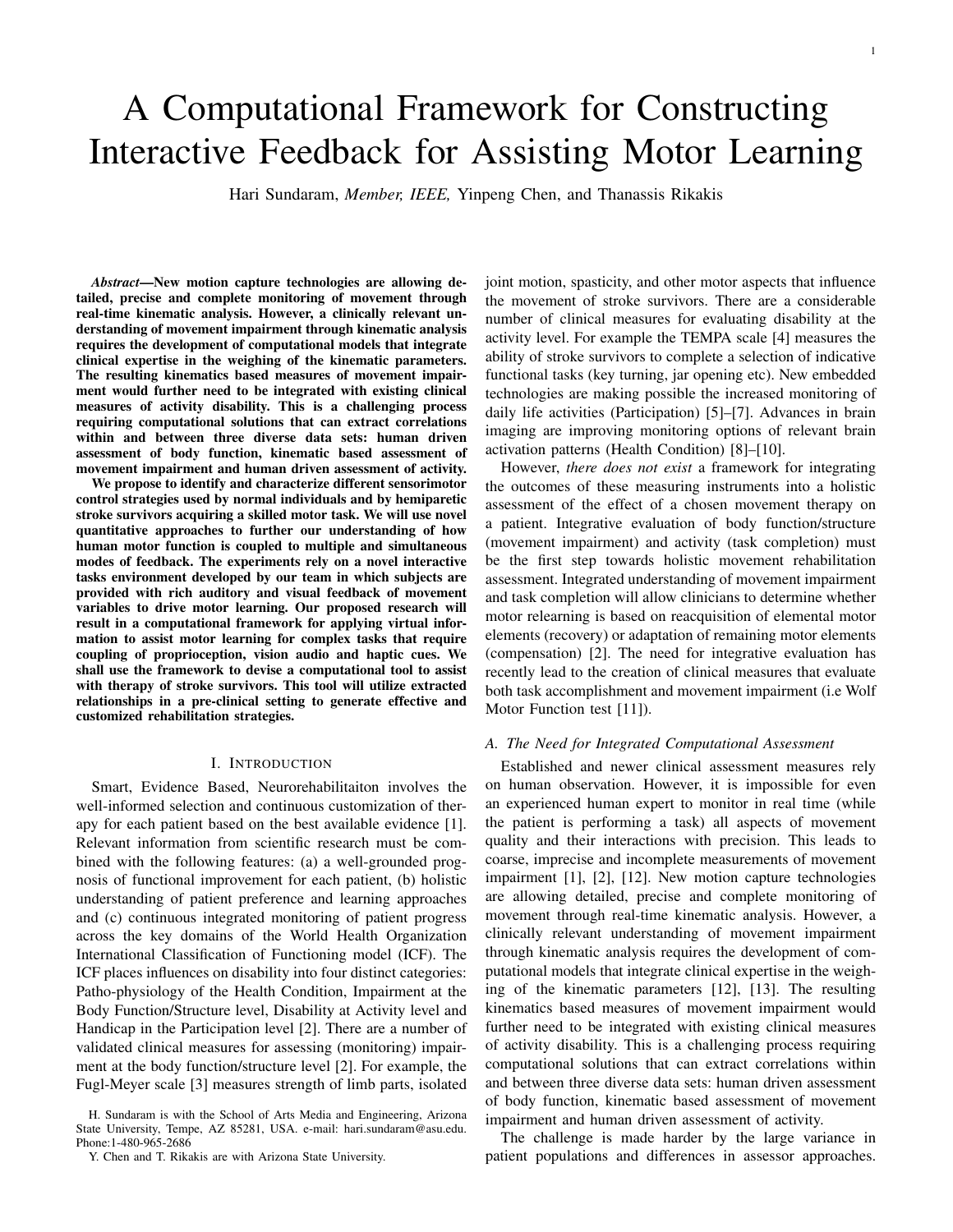# A Computational Framework for Constructing Interactive Feedback for Assisting Motor Learning

Hari Sundaram, *Member, IEEE,* Yinpeng Chen, and Thanassis Rikakis

***Abstract*—New motion capture technologies are allowing detailed, precise and complete monitoring of movement through real-time kinematic analysis. However, a clinically relevant understanding of movement impairment through kinematic analysis requires the development of computational models that integrate clinical expertise in the weighing of the kinematic parameters. The resulting kinematics based measures of movement impairment would further need to be integrated with existing clinical measures of activity disability. This is a challenging process requiring computational solutions that can extract correlations within and between three diverse data sets: human driven assessment of body function, kinematic based assessment of movement impairment and human driven assessment of activity.**

**We propose to identify and characterize different sensorimotor control strategies used by normal individuals and by hemiparetic stroke survivors acquiring a skilled motor task. We will use novel quantitative approaches to further our understanding of how human motor function is coupled to multiple and simultaneous modes of feedback. The experiments rely on a novel interactive tasks environment developed by our team in which subjects are provided with rich auditory and visual feedback of movement variables to drive motor learning. Our proposed research will result in a computational framework for applying virtual information to assist motor learning for complex tasks that require coupling of proprioception, vision audio and haptic cues. We shall use the framework to devise a computational tool to assist with therapy of stroke survivors. This tool will utilize extracted relationships in a pre-clinical setting to generate effective and customized rehabilitation strategies.**

## I. Introduction

Smart, Evidence Based, Neurorehabilitaiton involves the well-informed selection and continuous customization of therapy for each patient based on the best available evidence [1]. Relevant information from scientific research must be combined with the following features: (a) a well-grounded prognosis of functional improvement for each patient, (b) holistic understanding of patient preference and learning approaches and (c) continuous integrated monitoring of patient progress across the key domains of the World Health Organization International Classification of Functioning model (ICF). The ICF places influences on disability into four distinct categories: Patho-physiology of the Health Condition, Impairment at the Body Function/Structure level, Disability at Activity level and Handicap in the Participation level [2]. There are a number of validated clinical measures for assessing (monitoring) impairment at the body function/structure level [2]. For example, the Fugl-Meyer scale [3] measures strength of limb parts, isolated joint motion, spasticity, and other motor aspects that influence the movement of stroke survivors. There are a considerable number of clinical measures for evaluating disability at the activity level. For example the TEMPA scale [4] measures the ability of stroke survivors to complete a selection of indicative functional tasks (key turning, jar opening etc). New embedded technologies are making possible the increased monitoring of daily life activities (Participation) [5]–[7]. Advances in brain imaging are improving monitoring options of relevant brain activation patterns (Health Condition) [8]–[10].

However, *there does not exist* a framework for integrating the outcomes of these measuring instruments into a holistic assessment of the effect of a chosen movement therapy on a patient. Integrative evaluation of body function/structure (movement impairment) and activity (task completion) must be the first step towards holistic movement rehabilitation assessment. Integrated understanding of movement impairment and task completion will allow clinicians to determine whether motor relearning is based on reacquisition of elemental motor elements (recovery) or adaptation of remaining motor elements (compensation) [2]. The need for integrative evaluation has recently lead to the creation of clinical measures that evaluate both task accomplishment and movement impairment (i.e Wolf Motor Function test [11]).

### A. The Need for Integrated Computational Assessment

Established and newer clinical assessment measures rely on human observation. However, it is impossible for even an experienced human expert to monitor in real time (while the patient is performing a task) all aspects of movement quality and their interactions with precision. This leads to coarse, imprecise and incomplete measurements of movement impairment [1], [2], [12]. New motion capture technologies are allowing detailed, precise and complete monitoring of movement through real-time kinematic analysis. However, a clinically relevant understanding of movement impairment through kinematic analysis requires the development of computational models that integrate clinical expertise in the weighing of the kinematic parameters [12], [13]. The resulting kinematics based measures of movement impairment would further need to be integrated with existing clinical measures of activity disability. This is a challenging process requiring computational solutions that can extract correlations within and between three diverse data sets: human driven assessment of body function, kinematic based assessment of movement impairment and human driven assessment of activity.

The challenge is made harder by the large variance in patient populations and differences in assessor approaches.

H. Sundaram is with the School of Arts Media and Engineering, Arizona State University, Tempe, AZ 85281, USA. e-mail: hari.sundaram@asu.edu. Phone:1-480-965-2686

Y. Chen and T. Rikakis are with Arizona State University.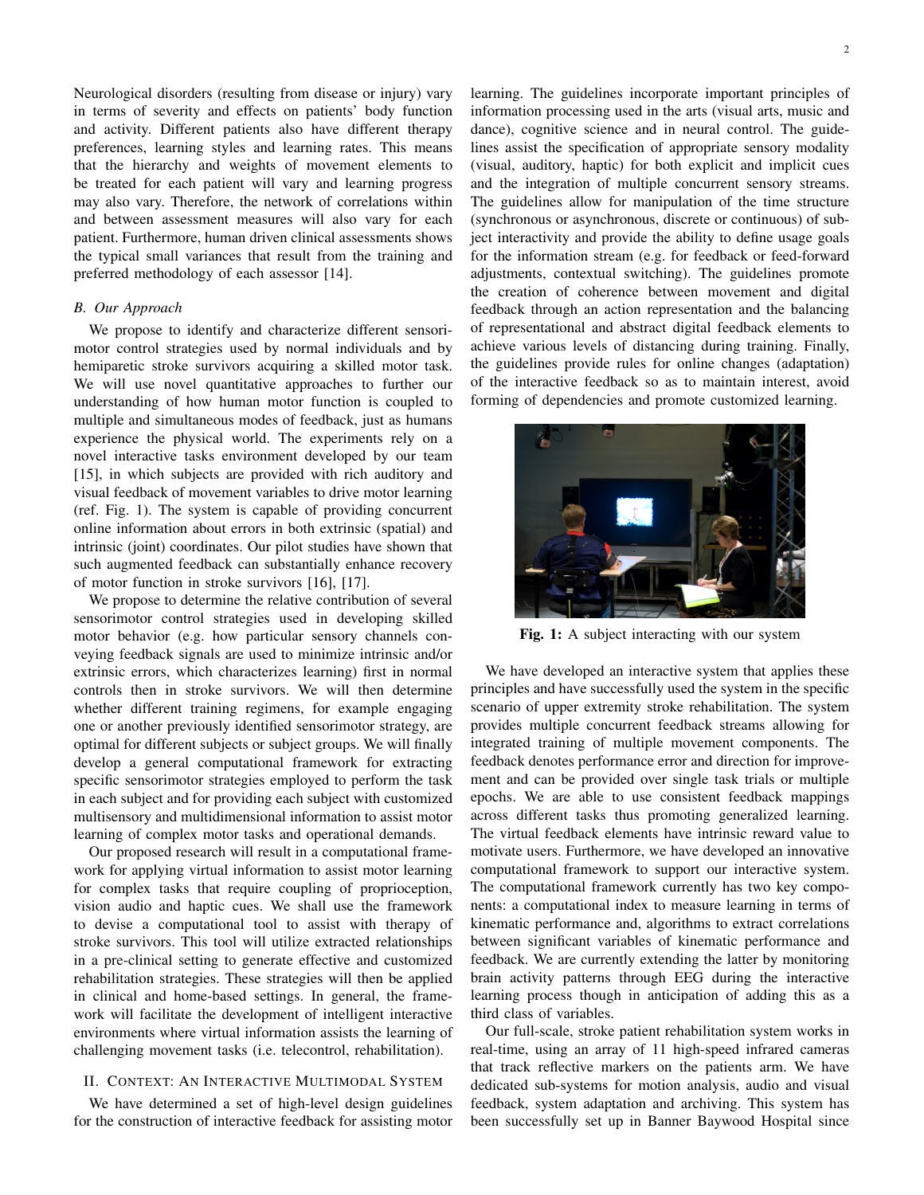Neurological disorders (resulting from disease or injury) vary in terms of severity and effects on patients' body function and activity. Different patients also have different therapy preferences, learning styles and learning rates. This means that the hierarchy and weights of movement elements to be treated for each patient will vary and learning progress may also vary. Therefore, the network of correlations within and between assessment measures will also vary for each patient. Furthermore, human driven clinical assessments shows the typical small variances that result from the training and preferred methodology of each assessor [14].

### B. Our Approach

We propose to identify and characterize different sensorimotor control strategies used by normal individuals and by hemiparetic stroke survivors acquiring a skilled motor task. We will use novel quantitative approaches to further our understanding of how human motor function is coupled to multiple and simultaneous modes of feedback, just as humans experience the physical world. The experiments rely on a novel interactive tasks environment developed by our team [15], in which subjects are provided with rich auditory and visual feedback of movement variables to drive motor learning (ref. Fig. 1). The system is capable of providing concurrent online information about errors in both extrinsic (spatial) and intrinsic (joint) coordinates. Our pilot studies have shown that such augmented feedback can substantially enhance recovery of motor function in stroke survivors [16], [17].

We propose to determine the relative contribution of several sensorimotor control strategies used in developing skilled motor behavior (e.g. how particular sensory channels conveying feedback signals are used to minimize intrinsic and/or extrinsic errors, which characterizes learning) first in normal controls then in stroke survivors. We will then determine whether different training regimens, for example engaging one or another previously identified sensorimotor strategy, are optimal for different subjects or subject groups. We will finally develop a general computational framework for extracting specific sensorimotor strategies employed to perform the task in each subject and for providing each subject with customized multisensory and multidimensional information to assist motor learning of complex motor tasks and operational demands.

Our proposed research will result in a computational framework for applying virtual information to assist motor learning for complex tasks that require coupling of proprioception, vision audio and haptic cues. We shall use the framework to devise a computational tool to assist with therapy of stroke survivors. This tool will utilize extracted relationships in a pre-clinical setting to generate effective and customized rehabilitation strategies. These strategies will then be applied in clinical and home-based settings. In general, the framework will facilitate the development of intelligent interactive environments where virtual information assists the learning of challenging movement tasks (i.e. telecontrol, rehabilitation).

## II. Context: An Interactive Multimodal System

We have determined a set of high-level design guidelines for the construction of interactive feedback for assisting motor learning. The guidelines incorporate important principles of information processing used in the arts (visual arts, music and dance), cognitive science and in neural control. The guidelines assist the specification of appropriate sensory modality (visual, auditory, haptic) for both explicit and implicit cues and the integration of multiple concurrent sensory streams. The guidelines allow for manipulation of the time structure (synchronous or asynchronous, discrete or continuous) of subject interactivity and provide the ability to define usage goals for the information stream (e.g. for feedback or feed-forward adjustments, contextual switching). The guidelines promote the creation of coherence between movement and digital feedback through an action representation and the balancing of representational and abstract digital feedback elements to achieve various levels of distancing during training. Finally, the guidelines provide rules for online changes (adaptation) of the interactive feedback so as to maintain interest, avoid forming of dependencies and promote customized learning.

**Fig. 1:** A subject interacting with our system

We have developed an interactive system that applies these principles and have successfully used the system in the specific scenario of upper extremity stroke rehabilitation. The system provides multiple concurrent feedback streams allowing for integrated training of multiple movement components. The feedback denotes performance error and direction for improvement and can be provided over single task trials or multiple epochs. We are able to use consistent feedback mappings across different tasks thus promoting generalized learning. The virtual feedback elements have intrinsic reward value to motivate users. Furthermore, we have developed an innovative computational framework to support our interactive system. The computational framework currently has two key components: a computational index to measure learning in terms of kinematic performance and, algorithms to extract correlations between significant variables of kinematic performance and feedback. We are currently extending the latter by monitoring brain activity patterns through EEG during the interactive learning process though in anticipation of adding this as a third class of variables.

Our full-scale, stroke patient rehabilitation system works in real-time, using an array of 11 high-speed infrared cameras that track reflective markers on the patients arm. We have dedicated sub-systems for motion analysis, audio and visual feedback, system adaptation and archiving. This system has been successfully set up in Banner Baywood Hospital since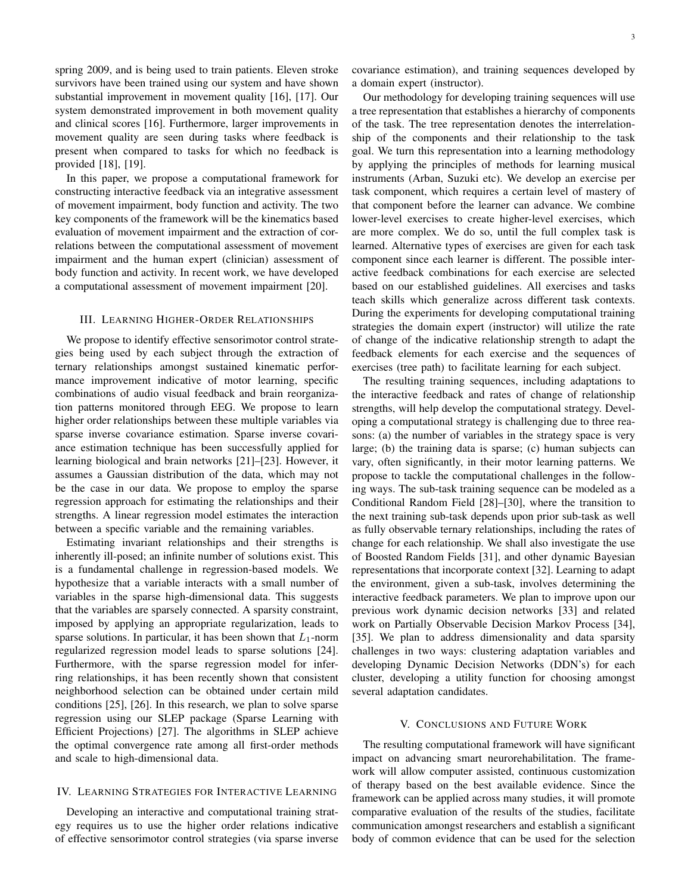spring 2009, and is being used to train patients. Eleven stroke survivors have been trained using our system and have shown substantial improvement in movement quality [16], [17]. Our system demonstrated improvement in both movement quality and clinical scores [16]. Furthermore, larger improvements in movement quality are seen during tasks where feedback is present when compared to tasks for which no feedback is provided [18], [19].

In this paper, we propose a computational framework for constructing interactive feedback via an integrative assessment of movement impairment, body function and activity. The two key components of the framework will be the kinematics based evaluation of movement impairment and the extraction of correlations between the computational assessment of movement impairment and the human expert (clinician) assessment of body function and activity. In recent work, we have developed a computational assessment of movement impairment [20].

## III. Learning Higher-Order Relationships

We propose to identify effective sensorimotor control strategies being used by each subject through the extraction of ternary relationships amongst sustained kinematic performance improvement indicative of motor learning, specific combinations of audio visual feedback and brain reorganization patterns monitored through EEG. We propose to learn higher order relationships between these multiple variables via sparse inverse covariance estimation. Sparse inverse covariance estimation technique has been successfully applied for learning biological and brain networks [21]–[23]. However, it assumes a Gaussian distribution of the data, which may not be the case in our data. We propose to employ the sparse regression approach for estimating the relationships and their strengths. A linear regression model estimates the interaction between a specific variable and the remaining variables.

Estimating invariant relationships and their strengths is inherently ill-posed; an infinite number of solutions exist. This is a fundamental challenge in regression-based models. We hypothesize that a variable interacts with a small number of variables in the sparse high-dimensional data. This suggests that the variables are sparsely connected. A sparsity constraint, imposed by applying an appropriate regularization, leads to sparse solutions. In particular, it has been shown that $L_1$-norm regularized regression model leads to sparse solutions [24]. Furthermore, with the sparse regression model for inferring relationships, it has been recently shown that consistent neighborhood selection can be obtained under certain mild conditions [25], [26]. In this research, we plan to solve sparse regression using our SLEP package (Sparse Learning with Efficient Projections) [27]. The algorithms in SLEP achieve the optimal convergence rate among all first-order methods and scale to high-dimensional data.

## IV. Learning Strategies for Interactive Learning

Developing an interactive and computational training strategy requires us to use the higher order relations indicative of effective sensorimotor control strategies (via sparse inverse covariance estimation), and training sequences developed by a domain expert (instructor).

Our methodology for developing training sequences will use a tree representation that establishes a hierarchy of components of the task. The tree representation denotes the interrelationship of the components and their relationship to the task goal. We turn this representation into a learning methodology by applying the principles of methods for learning musical instruments (Arban, Suzuki etc). We develop an exercise per task component, which requires a certain level of mastery of that component before the learner can advance. We combine lower-level exercises to create higher-level exercises, which are more complex. We do so, until the full complex task is learned. Alternative types of exercises are given for each task component since each learner is different. The possible interactive feedback combinations for each exercise are selected based on our established guidelines. All exercises and tasks teach skills which generalize across different task contexts. During the experiments for developing computational training strategies the domain expert (instructor) will utilize the rate of change of the indicative relationship strength to adapt the feedback elements for each exercise and the sequences of exercises (tree path) to facilitate learning for each subject.

The resulting training sequences, including adaptations to the interactive feedback and rates of change of relationship strengths, will help develop the computational strategy. Developing a computational strategy is challenging due to three reasons: (a) the number of variables in the strategy space is very large; (b) the training data is sparse; (c) human subjects can vary, often significantly, in their motor learning patterns. We propose to tackle the computational challenges in the following ways. The sub-task training sequence can be modeled as a Conditional Random Field [28]–[30], where the transition to the next training sub-task depends upon prior sub-task as well as fully observable ternary relationships, including the rates of change for each relationship. We shall also investigate the use of Boosted Random Fields [31], and other dynamic Bayesian representations that incorporate context [32]. Learning to adapt the environment, given a sub-task, involves determining the interactive feedback parameters. We plan to improve upon our previous work dynamic decision networks [33] and related work on Partially Observable Decision Markov Process [34], [35]. We plan to address dimensionality and data sparsity challenges in two ways: clustering adaptation variables and developing Dynamic Decision Networks (DDN's) for each cluster, developing a utility function for choosing amongst several adaptation candidates.

## V. Conclusions and Future Work

The resulting computational framework will have significant impact on advancing smart neurorehabilitation. The framework will allow computer assisted, continuous customization of therapy based on the best available evidence. Since the framework can be applied across many studies, it will promote comparative evaluation of the results of the studies, facilitate communication amongst researchers and establish a significant body of common evidence that can be used for the selection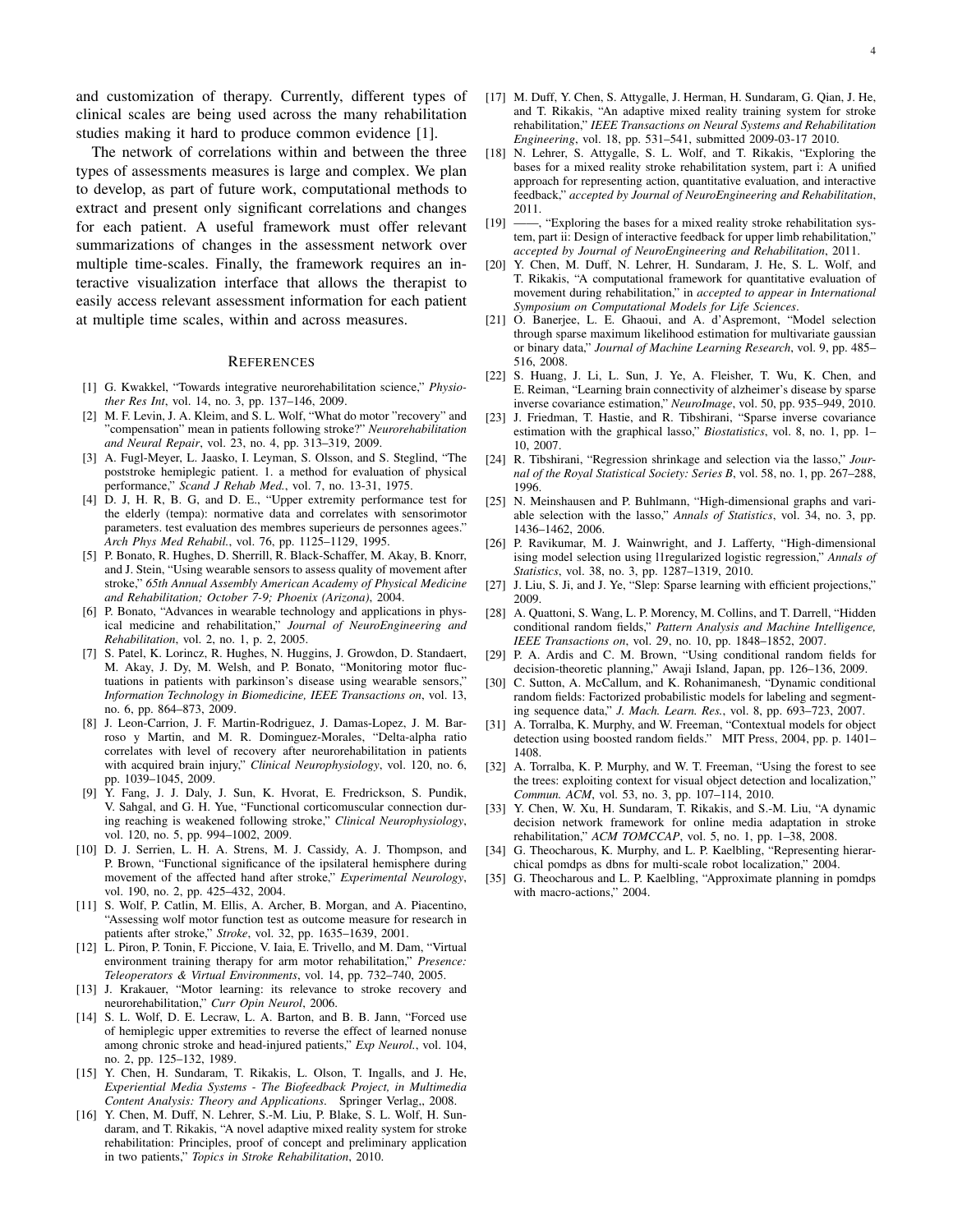and customization of therapy. Currently, different types of clinical scales are being used across the many rehabilitation studies making it hard to produce common evidence [1].

The network of correlations within and between the three types of assessments measures is large and complex. We plan to develop, as part of future work, computational methods to extract and present only significant correlations and changes for each patient. A useful framework must offer relevant summarizations of changes in the assessment network over multiple time-scales. Finally, the framework requires an interactive visualization interface that allows the therapist to easily access relevant assessment information for each patient at multiple time scales, within and across measures.

## References

[1] G. Kwakkel, "Towards integrative neurorehabilitation science," *Physiother Res Int*, vol. 14, no. 3, pp. 137–146, 2009.

[2] M. F. Levin, J. A. Kleim, and S. L. Wolf, "What do motor "recovery" and "compensation" mean in patients following stroke?" *Neurorehabilitation and Neural Repair*, vol. 23, no. 4, pp. 313–319, 2009.

[3] A. Fugl-Meyer, L. Jaasko, I. Leyman, S. Olsson, and S. Steglind, "The poststroke hemiplegic patient. 1. a method for evaluation of physical performance," *Scand J Rehab Med.*, vol. 7, no. 13-31, 1975.

[4] D. J, H. R, B. G, and D. E., "Upper extremity performance test for the elderly (tempa): normative data and correlates with sensorimotor parameters. test evaluation des membres superieurs de personnes agees." *Arch Phys Med Rehabil.*, vol. 76, pp. 1125–1129, 1995.

[5] P. Bonato, R. Hughes, D. Sherrill, R. Black-Schaffer, M. Akay, B. Knorr, and J. Stein, "Using wearable sensors to assess quality of movement after stroke," *65th Annual Assembly American Academy of Physical Medicine and Rehabilitation; October 7-9; Phoenix (Arizona)*, 2004.

[6] P. Bonato, "Advances in wearable technology and applications in physical medicine and rehabilitation," *Journal of NeuroEngineering and Rehabilitation*, vol. 2, no. 1, p. 2, 2005.

[7] S. Patel, K. Lorincz, R. Hughes, N. Huggins, J. Growdon, D. Standaert, M. Akay, J. Dy, M. Welsh, and P. Bonato, "Monitoring motor fluctuations in patients with parkinson's disease using wearable sensors," *Information Technology in Biomedicine, IEEE Transactions on*, vol. 13, no. 6, pp. 864–873, 2009.

[8] J. Leon-Carrion, J. F. Martin-Rodriguez, J. Damas-Lopez, J. M. Barroso y Martin, and M. R. Dominguez-Morales, "Delta-alpha ratio correlates with level of recovery after neurorehabilitation in patients with acquired brain injury," *Clinical Neurophysiology*, vol. 120, no. 6, pp. 1039–1045, 2009.

[9] Y. Fang, J. J. Daly, J. Sun, K. Hvorat, E. Fredrickson, S. Pundik, V. Sahgal, and G. H. Yue, "Functional corticomuscular connection during reaching is weakened following stroke," *Clinical Neurophysiology*, vol. 120, no. 5, pp. 994–1002, 2009.

[10] D. J. Serrien, L. H. A. Strens, M. J. Cassidy, A. J. Thompson, and P. Brown, "Functional significance of the ipsilateral hemisphere during movement of the affected hand after stroke," *Experimental Neurology*, vol. 190, no. 2, pp. 425–432, 2004.

[11] S. Wolf, P. Catlin, M. Ellis, A. Archer, B. Morgan, and A. Piacentino, "Assessing wolf motor function test as outcome measure for research in patients after stroke," *Stroke*, vol. 32, pp. 1635–1639, 2001.

[12] L. Piron, P. Tonin, F. Piccione, V. Iaia, E. Trivello, and M. Dam, "Virtual environment training therapy for arm motor rehabilitation," *Presence: Teleoperators & Virtual Environments*, vol. 14, pp. 732–740, 2005.

[13] J. Krakauer, "Motor learning: its relevance to stroke recovery and neurorehabilitation," *Curr Opin Neurol*, 2006.

[14] S. L. Wolf, D. E. Lecraw, L. A. Barton, and B. B. Jann, "Forced use of hemiplegic upper extremities to reverse the effect of learned nonuse among chronic stroke and head-injured patients," *Exp Neurol.*, vol. 104, no. 2, pp. 125–132, 1989.

[15] Y. Chen, H. Sundaram, T. Rikakis, L. Olson, T. Ingalls, and J. He, *Experiential Media Systems - The Biofeedback Project, in Multimedia Content Analysis: Theory and Applications*. Springer Verlag,, 2008.

[16] Y. Chen, M. Duff, N. Lehrer, S.-M. Liu, P. Blake, S. L. Wolf, H. Sundaram, and T. Rikakis, "A novel adaptive mixed reality system for stroke rehabilitation: Principles, proof of concept and preliminary application in two patients," *Topics in Stroke Rehabilitation*, 2010.

[17] M. Duff, Y. Chen, S. Attygalle, J. Herman, H. Sundaram, G. Qian, J. He, and T. Rikakis, "An adaptive mixed reality training system for stroke rehabilitation," *IEEE Transactions on Neural Systems and Rehabilitation Engineering*, vol. 18, pp. 531–541, submitted 2009-03-17 2010.

[18] N. Lehrer, S. Attygalle, S. L. Wolf, and T. Rikakis, "Exploring the bases for a mixed reality stroke rehabilitation system, part i: A unified approach for representing action, quantitative evaluation, and interactive feedback," *accepted by Journal of NeuroEngineering and Rehabilitation*, 2011.

[19] ——, "Exploring the bases for a mixed reality stroke rehabilitation system, part ii: Design of interactive feedback for upper limb rehabilitation," *accepted by Journal of NeuroEngineering and Rehabilitation*, 2011.

[20] Y. Chen, M. Duff, N. Lehrer, H. Sundaram, J. He, S. L. Wolf, and T. Rikakis, "A computational framework for quantitative evaluation of movement during rehabilitation," in *accepted to appear in International Symposium on Computational Models for Life Sciences*.

[21] O. Banerjee, L. E. Ghaoui, and A. d'Aspremont, "Model selection through sparse maximum likelihood estimation for multivariate gaussian or binary data," *Journal of Machine Learning Research*, vol. 9, pp. 485–516, 2008.

[22] S. Huang, J. Li, L. Sun, J. Ye, A. Fleisher, T. Wu, K. Chen, and E. Reiman, "Learning brain connectivity of alzheimer's disease by sparse inverse covariance estimation," *NeuroImage*, vol. 50, pp. 935–949, 2010.

[23] J. Friedman, T. Hastie, and R. Tibshirani, "Sparse inverse covariance estimation with the graphical lasso," *Biostatistics*, vol. 8, no. 1, pp. 1–10, 2007.

[24] R. Tibshirani, "Regression shrinkage and selection via the lasso," *Journal of the Royal Statistical Society: Series B*, vol. 58, no. 1, pp. 267–288, 1996.

[25] N. Meinshausen and P. Buhlmann, "High-dimensional graphs and variable selection with the lasso," *Annals of Statistics*, vol. 34, no. 3, pp. 1436–1462, 2006.

[26] P. Ravikumar, M. J. Wainwright, and J. Lafferty, "High-dimensional ising model selection using l1regularized logistic regression," *Annals of Statistics*, vol. 38, no. 3, pp. 1287–1319, 2010.

[27] J. Liu, S. Ji, and J. Ye, "Slep: Sparse learning with efficient projections," 2009.

[28] A. Quattoni, S. Wang, L. P. Morency, M. Collins, and T. Darrell, "Hidden conditional random fields," *Pattern Analysis and Machine Intelligence, IEEE Transactions on*, vol. 29, no. 10, pp. 1848–1852, 2007.

[29] P. A. Ardis and C. M. Brown, "Using conditional random fields for decision-theoretic planning," Awaji Island, Japan, pp. 126–136, 2009.

[30] C. Sutton, A. McCallum, and K. Rohanimanesh, "Dynamic conditional random fields: Factorized probabilistic models for labeling and segmenting sequence data," *J. Mach. Learn. Res.*, vol. 8, pp. 693–723, 2007.

[31] A. Torralba, K. Murphy, and W. Freeman, "Contextual models for object detection using boosted random fields." MIT Press, 2004, pp. p. 1401–1408.

[32] A. Torralba, K. P. Murphy, and W. T. Freeman, "Using the forest to see the trees: exploiting context for visual object detection and localization," *Commun. ACM*, vol. 53, no. 3, pp. 107–114, 2010.

[33] Y. Chen, W. Xu, H. Sundaram, T. Rikakis, and S.-M. Liu, "A dynamic decision network framework for online media adaptation in stroke rehabilitation," *ACM TOMCCAP*, vol. 5, no. 1, pp. 1–38, 2008.

[34] G. Theocharous, K. Murphy, and L. P. Kaelbling, "Representing hierarchical pomdps as dbns for multi-scale robot localization," 2004.

[35] G. Theocharous and L. P. Kaelbling, "Approximate planning in pomdps with macro-actions," 2004.